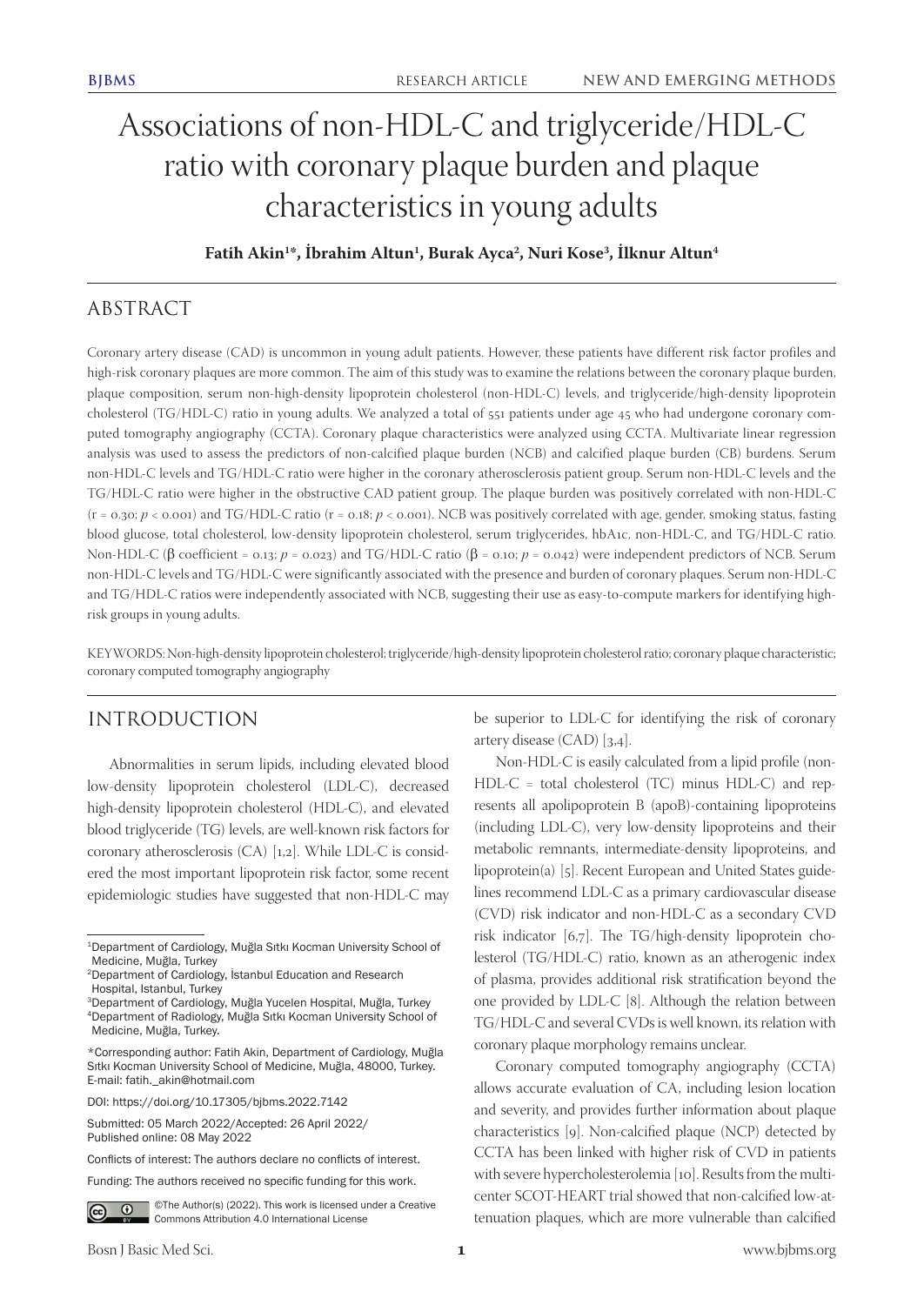# Associations of non-HDL-C and triglyceride/HDL-C ratio with coronary plaque burden and plaque characteristics in young adults

**Fatih Akin[1*], İbrahim Altun[1], Burak Ayca[2], Nuri Kose[3], İlknur Altun[4]**

## ABSTRACT

Coronary artery disease (CAD) is uncommon in young adult patients. However, these patients have different risk factor profiles and high-risk coronary plaques are more common. The aim of this study was to examine the relations between the coronary plaque burden, plaque composition, serum non-high-density lipoprotein cholesterol (non-HDL-C) levels, and triglyceride/high-density lipoprotein cholesterol (TG/HDL-C) ratio in young adults. We analyzed a total of 551 patients under age 45 who had undergone coronary computed tomography angiography (CCTA). Coronary plaque characteristics were analyzed using CCTA. Multivariate linear regression analysis was used to assess the predictors of non-calcified plaque burden (NCB) and calcified plaque burden (CB) burdens. Serum non-HDL-C levels and TG/HDL-C ratio were higher in the coronary atherosclerosis patient group. Serum non-HDL-C levels and the TG/HDL-C ratio were higher in the obstructive CAD patient group. The plaque burden was positively correlated with non-HDL-C ($r = 0.30$; $p < 0.001$) and TG/HDL-C ratio ($r = 0.18$; $p < 0.001$). NCB was positively correlated with age, gender, smoking status, fasting blood glucose, total cholesterol, low-density lipoprotein cholesterol, serum triglycerides, hbA1c, non-HDL-C, and TG/HDL-C ratio. Non-HDL-C (β coefficient = 0.13; $p = 0.023$) and TG/HDL-C ratio (β = 0.10; $p = 0.042$) were independent predictors of NCB. Serum non-HDL-C levels and TG/HDL-C were significantly associated with the presence and burden of coronary plaques. Serum non-HDL-C and TG/HDL-C ratios were independently associated with NCB, suggesting their use as easy-to-compute markers for identifying high-risk groups in young adults.

KEYWORDS: Non-high-density lipoprotein cholesterol; triglyceride/high-density lipoprotein cholesterol ratio; coronary plaque characteristic; coronary computed tomography angiography

## INTRODUCTION

Abnormalities in serum lipids, including elevated blood low-density lipoprotein cholesterol (LDL-C), decreased high-density lipoprotein cholesterol (HDL-C), and elevated blood triglyceride (TG) levels, are well-known risk factors for coronary atherosclerosis (CA) [1,2]. While LDL-C is considered the most important lipoprotein risk factor, some recent epidemiologic studies have suggested that non-HDL-C may be superior to LDL-C for identifying the risk of coronary artery disease (CAD) [3,4].

Non-HDL-C is easily calculated from a lipid profile (non-HDL-C = total cholesterol (TC) minus HDL-C) and represents all apolipoprotein B (apoB)-containing lipoproteins (including LDL-C), very low-density lipoproteins and their metabolic remnants, intermediate-density lipoproteins, and lipoprotein(a) [5]. Recent European and United States guidelines recommend LDL-C as a primary cardiovascular disease (CVD) risk indicator and non-HDL-C as a secondary CVD risk indicator [6,7]. The TG/high-density lipoprotein cholesterol (TG/HDL-C) ratio, known as an atherogenic index of plasma, provides additional risk stratification beyond the one provided by LDL-C [8]. Although the relation between TG/HDL-C and several CVDs is well known, its relation with coronary plaque morphology remains unclear.

Coronary computed tomography angiography (CCTA) allows accurate evaluation of CA, including lesion location and severity, and provides further information about plaque characteristics [9]. Non-calcified plaque (NCP) detected by CCTA has been linked with higher risk of CVD in patients with severe hypercholesterolemia [10]. Results from the multicenter SCOT-HEART trial showed that non-calcified low-attenuation plaques, which are more vulnerable than calcified

---

[1]Department of Cardiology, Muğla Sıtkı Kocman University School of Medicine, Muğla, Turkey
[2]Department of Cardiology, İstanbul Education and Research Hospital, Istanbul, Turkey
[3]Department of Cardiology, Muğla Yucelen Hospital, Muğla, Turkey
[4]Department of Radiology, Muğla Sıtkı Kocman University School of Medicine, Muğla, Turkey.

*Corresponding author: Fatih Akin, Department of Cardiology, Muğla Sıtkı Kocman University School of Medicine, Muğla, 48000, Turkey. E-mail: fatih._akin@hotmail.com

DOI: https://doi.org/10.17305/bjbms.2022.7142

Submitted: 05 March 2022/Accepted: 26 April 2022/ Published online: 08 May 2022

Conflicts of interest: The authors declare no conflicts of interest.

Funding: The authors received no specific funding for this work.

©The Author(s) (2022). This work is licensed under a Creative Commons Attribution 4.0 International License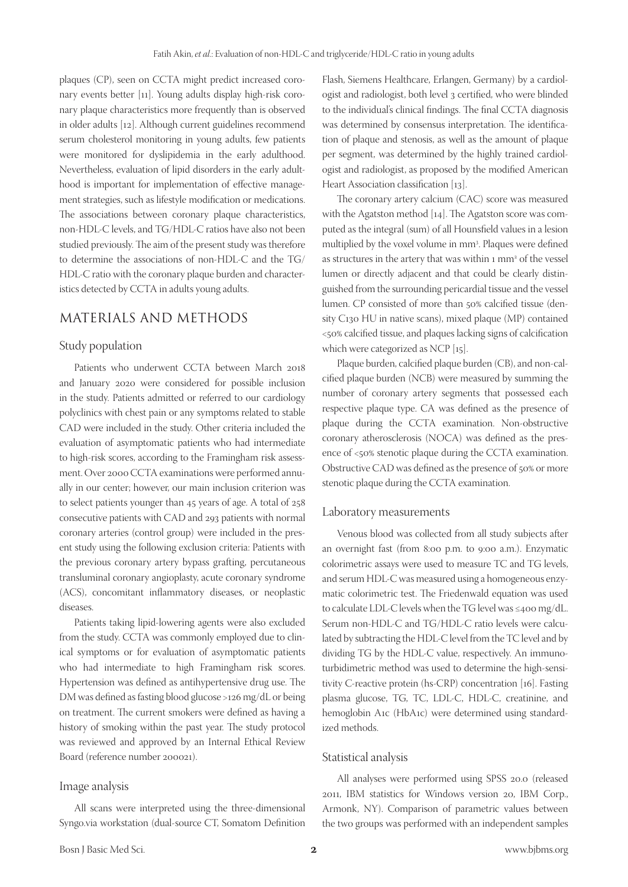plaques (CP), seen on CCTA might predict increased coronary events better [11]. Young adults display high-risk coronary plaque characteristics more frequently than is observed in older adults [12]. Although current guidelines recommend serum cholesterol monitoring in young adults, few patients were monitored for dyslipidemia in the early adulthood. Nevertheless, evaluation of lipid disorders in the early adulthood is important for implementation of effective management strategies, such as lifestyle modification or medications. The associations between coronary plaque characteristics, non-HDL-C levels, and TG/HDL-C ratios have also not been studied previously. The aim of the present study was therefore to determine the associations of non-HDL-C and the TG/HDL-C ratio with the coronary plaque burden and characteristics detected by CCTA in adults young adults.

## MATERIALS AND METHODS

### Study population

Patients who underwent CCTA between March 2018 and January 2020 were considered for possible inclusion in the study. Patients admitted or referred to our cardiology polyclinics with chest pain or any symptoms related to stable CAD were included in the study. Other criteria included the evaluation of asymptomatic patients who had intermediate to high-risk scores, according to the Framingham risk assessment. Over 2000 CCTA examinations were performed annually in our center; however, our main inclusion criterion was to select patients younger than 45 years of age. A total of 258 consecutive patients with CAD and 293 patients with normal coronary arteries (control group) were included in the present study using the following exclusion criteria: Patients with the previous coronary artery bypass grafting, percutaneous transluminal coronary angioplasty, acute coronary syndrome (ACS), concomitant inflammatory diseases, or neoplastic diseases.

Patients taking lipid-lowering agents were also excluded from the study. CCTA was commonly employed due to clinical symptoms or for evaluation of asymptomatic patients who had intermediate to high Framingham risk scores. Hypertension was defined as antihypertensive drug use. The DM was defined as fasting blood glucose >126 mg/dL or being on treatment. The current smokers were defined as having a history of smoking within the past year. The study protocol was reviewed and approved by an Internal Ethical Review Board (reference number 200021).

### Image analysis

All scans were interpreted using the three-dimensional Syngo.via workstation (dual-source CT, Somatom Definition Flash, Siemens Healthcare, Erlangen, Germany) by a cardiologist and radiologist, both level 3 certified, who were blinded to the individual's clinical findings. The final CCTA diagnosis was determined by consensus interpretation. The identification of plaque and stenosis, as well as the amount of plaque per segment, was determined by the highly trained cardiologist and radiologist, as proposed by the modified American Heart Association classification [13].

The coronary artery calcium (CAC) score was measured with the Agatston method [14]. The Agatston score was computed as the integral (sum) of all Hounsfield values in a lesion multiplied by the voxel volume in $mm^3$. Plaques were defined as structures in the artery that was within 1 $mm^2$ of the vessel lumen or directly adjacent and that could be clearly distinguished from the surrounding pericardial tissue and the vessel lumen. CP consisted of more than 50% calcified tissue (density C130 HU in native scans), mixed plaque (MP) contained <50% calcified tissue, and plaques lacking signs of calcification which were categorized as NCP [15].

Plaque burden, calcified plaque burden (CB), and non-calcified plaque burden (NCB) were measured by summing the number of coronary artery segments that possessed each respective plaque type. CA was defined as the presence of plaque during the CCTA examination. Non-obstructive coronary atherosclerosis (NOCA) was defined as the presence of <50% stenotic plaque during the CCTA examination. Obstructive CAD was defined as the presence of 50% or more stenotic plaque during the CCTA examination.

### Laboratory measurements

Venous blood was collected from all study subjects after an overnight fast (from 8:00 p.m. to 9:00 a.m.). Enzymatic colorimetric assays were used to measure TC and TG levels, and serum HDL-C was measured using a homogeneous enzymatic colorimetric test. The Friedenwald equation was used to calculate LDL-C levels when the TG level was ≤400 mg/dL. Serum non-HDL-C and TG/HDL-C ratio levels were calculated by subtracting the HDL-C level from the TC level and by dividing TG by the HDL-C value, respectively. An immunoturbidimetric method was used to determine the high-sensitivity C-reactive protein (hs-CRP) concentration [16]. Fasting plasma glucose, TG, TC, LDL-C, HDL-C, creatinine, and hemoglobin A1c (HbA1c) were determined using standardized methods.

### Statistical analysis

All analyses were performed using SPSS 20.0 (released 2011, IBM statistics for Windows version 20, IBM Corp., Armonk, NY). Comparison of parametric values between the two groups was performed with an independent samples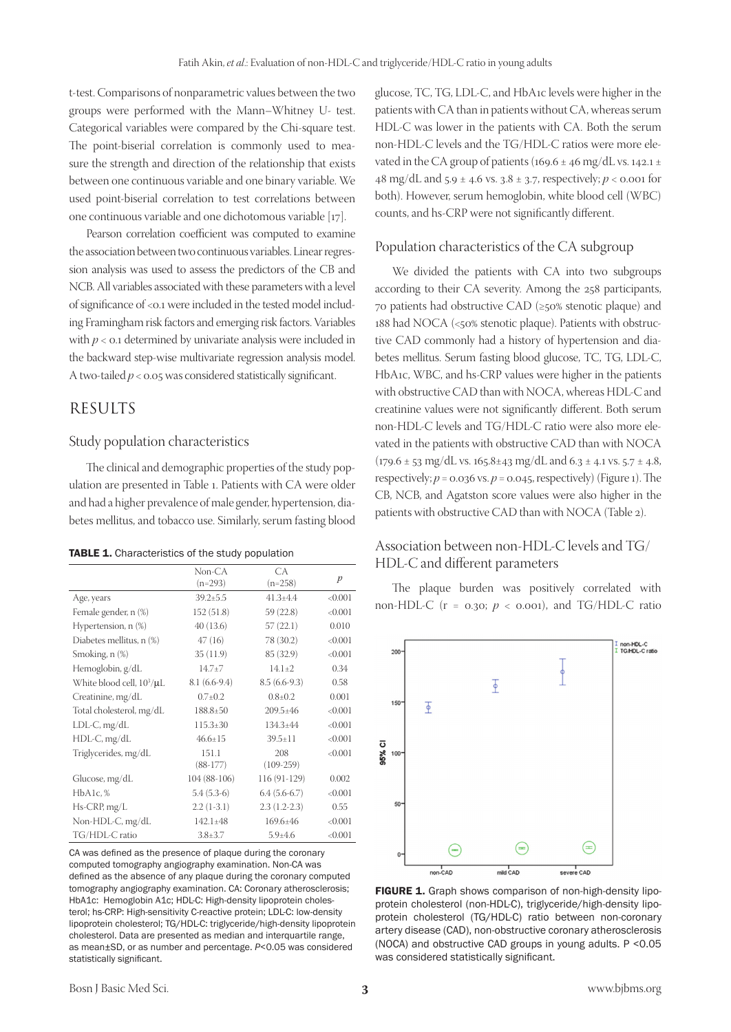t-test. Comparisons of nonparametric values between the two groups were performed with the Mann–Whitney U- test. Categorical variables were compared by the Chi-square test. The point-biserial correlation is commonly used to measure the strength and direction of the relationship that exists between one continuous variable and one binary variable. We used point-biserial correlation to test correlations between one continuous variable and one dichotomous variable [17].

Pearson correlation coefficient was computed to examine the association between two continuous variables. Linear regression analysis was used to assess the predictors of the CB and NCB. All variables associated with these parameters with a level of significance of <0.1 were included in the tested model including Framingham risk factors and emerging risk factors. Variables with $p < 0.1$ determined by univariate analysis were included in the backward step-wise multivariate regression analysis model. A two-tailed $p < 0.05$ was considered statistically significant.

## RESULTS

### Study population characteristics

The clinical and demographic properties of the study population are presented in Table 1. Patients with CA were older and had a higher prevalence of male gender, hypertension, diabetes mellitus, and tobacco use. Similarly, serum fasting blood glucose, TC, TG, LDL-C, and HbA1c levels were higher in the patients with CA than in patients without CA, whereas serum HDL-C was lower in the patients with CA. Both the serum non-HDL-C levels and the TG/HDL-C ratios were more elevated in the CA group of patients (169.6 ± 46 mg/dL vs. 142.1 ± 48 mg/dL and 5.9 ± 4.6 vs. 3.8 ± 3.7, respectively; $p < 0.001$ for both). However, serum hemoglobin, white blood cell (WBC) counts, and hs-CRP were not significantly different.

**TABLE 1.** Characteristics of the study population

| | Non-CA (n=293) | CA (n=258) | *p* |
|---|---|---|---|
| Age, years | 39.2±5.5 | 41.3±4.4 | <0.001 |
| Female gender, n (%) | 152 (51.8) | 59 (22.8) | <0.001 |
| Hypertension, n (%) | 40 (13.6) | 57 (22.1) | 0.010 |
| Diabetes mellitus, n (%) | 47 (16) | 78 (30.2) | <0.001 |
| Smoking, n (%) | 35 (11.9) | 85 (32.9) | <0.001 |
| Hemoglobin, g/dL | 14.7±7 | 14.1±2 | 0.34 |
| White blood cell, $10^3$/μL | 8.1 (6.6-9.4) | 8.5 (6.6-9.3) | 0.58 |
| Creatinine, mg/dL | 0.7±0.2 | 0.8±0.2 | 0.001 |
| Total cholesterol, mg/dL | 188.8±50 | 209.5±46 | <0.001 |
| LDL-C, mg/dL | 115.3±30 | 134.3±44 | <0.001 |
| HDL-C, mg/dL | 46.6±15 | 39.5±11 | <0.001 |
| Triglycerides, mg/dL | 151.1 (88-177) | 208 (109-259) | <0.001 |
| Glucose, mg/dL | 104 (88-106) | 116 (91-129) | 0.002 |
| HbA1c, % | 5.4 (5.3-6) | 6.4 (5.6-6.7) | <0.001 |
| Hs-CRP, mg/L | 2.2 (1-3.1) | 2.3 (1.2-2.3) | 0.55 |
| Non-HDL-C, mg/dL | 142.1±48 | 169.6±46 | <0.001 |
| TG/HDL-C ratio | 3.8±3.7 | 5.9±4.6 | <0.001 |

CA was defined as the presence of plaque during the coronary computed tomography angiography examination. Non-CA was defined as the absence of any plaque during the coronary computed tomography angiography examination. CA: Coronary atherosclerosis; HbA1c: Hemoglobin A1c; HDL-C: High-density lipoprotein cholesterol; hs-CRP: High-sensitivity C-reactive protein; LDL-C: low-density lipoprotein cholesterol; TG/HDL-C: triglyceride/high-density lipoprotein cholesterol. Data are presented as median and interquartile range, as mean±SD, or as number and percentage. *P*<0.05 was considered statistically significant.

### Population characteristics of the CA subgroup

We divided the patients with CA into two subgroups according to their CA severity. Among the 258 participants, 70 patients had obstructive CAD (≥50% stenotic plaque) and 188 had NOCA (<50% stenotic plaque). Patients with obstructive CAD commonly had a history of hypertension and diabetes mellitus. Serum fasting blood glucose, TC, TG, LDL-C, HbA1c, WBC, and hs-CRP values were higher in the patients with obstructive CAD than with NOCA, whereas HDL-C and creatinine values were not significantly different. Both serum non-HDL-C levels and TG/HDL-C ratio were also more elevated in the patients with obstructive CAD than with NOCA (179.6 ± 53 mg/dL vs. 165.8±43 mg/dL and 6.3 ± 4.1 vs. 5.7 ± 4.8, respectively; $p = 0.036$ vs. $p = 0.045$, respectively) (Figure 1). The CB, NCB, and Agatston score values were also higher in the patients with obstructive CAD than with NOCA (Table 2).

### Association between non-HDL-C levels and TG/HDL-C and different parameters

The plaque burden was positively correlated with non-HDL-C ($r = 0.30$; $p < 0.001$), and TG/HDL-C ratio

**FIGURE 1.** Graph shows comparison of non-high-density lipoprotein cholesterol (non-HDL-C), triglyceride/high-density lipoprotein cholesterol (TG/HDL-C) ratio between non-coronary artery disease (CAD), non-obstructive coronary atherosclerosis (NOCA) and obstructive CAD groups in young adults. P <0.05 was considered statistically significant.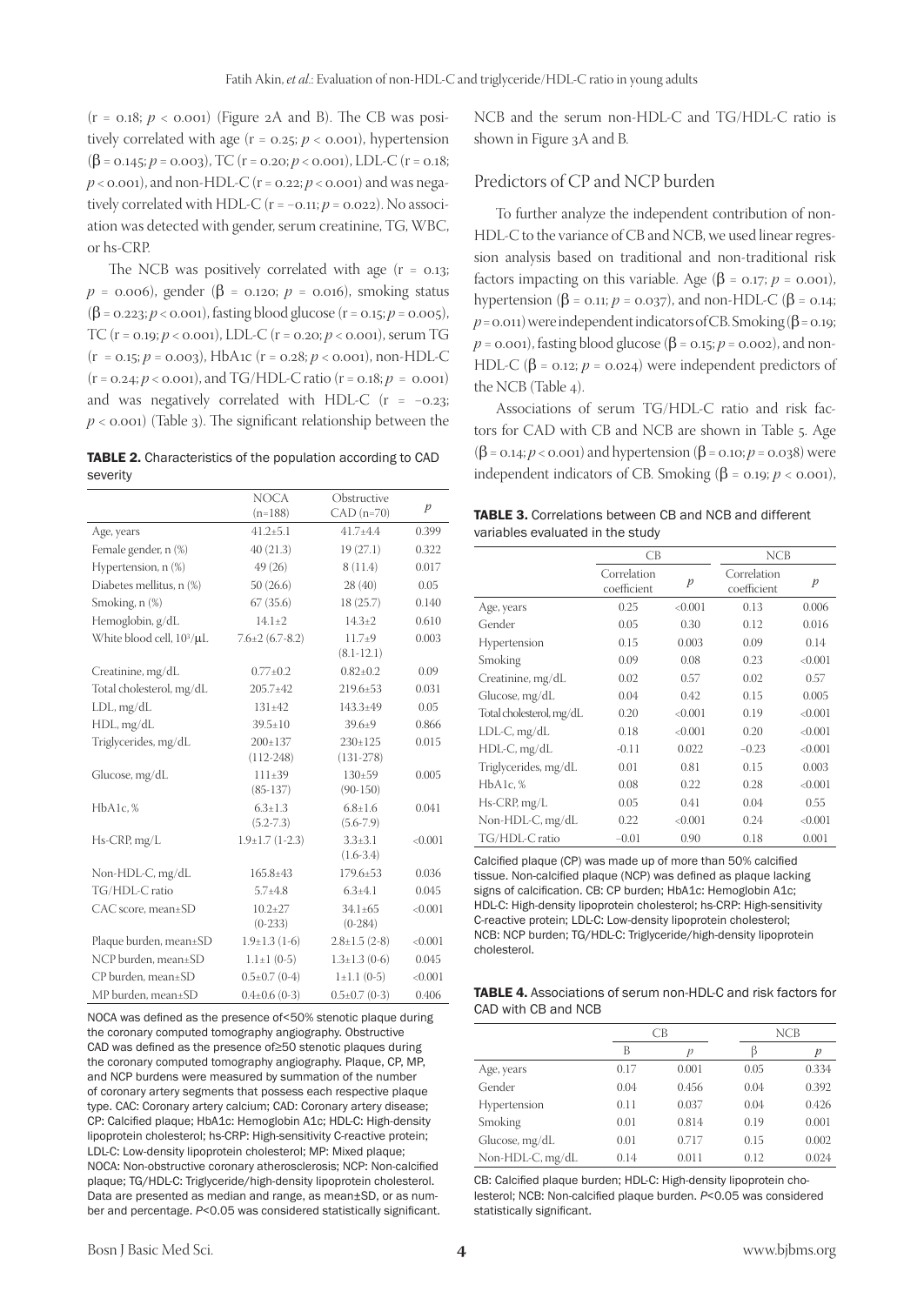(r = 0.18; $p$ < 0.001) (Figure 2A and B). The CB was positively correlated with age (r = 0.25; $p$ < 0.001), hypertension (β = 0.145; $p$ = 0.003), TC (r = 0.20; $p$ < 0.001), LDL-C (r = 0.18; $p$ < 0.001), and non-HDL-C (r = 0.22; $p$ < 0.001) and was negatively correlated with HDL-C (r = −0.11; $p$ = 0.022). No association was detected with gender, serum creatinine, TG, WBC, or hs-CRP.

The NCB was positively correlated with age (r = 0.13; $p$ = 0.006), gender (β = 0.120; $p$ = 0.016), smoking status (β = 0.223; $p$ < 0.001), fasting blood glucose (r = 0.15; $p$ = 0.005), TC (r = 0.19; $p$ < 0.001), LDL-C (r = 0.20; $p$ < 0.001), serum TG (r = 0.15; $p$ = 0.003), HbA1c (r = 0.28; $p$ < 0.001), non-HDL-C (r = 0.24; $p$ < 0.001), and TG/HDL-C ratio (r = 0.18; $p$ = 0.001) and was negatively correlated with HDL-C (r = −0.23; $p$ < 0.001) (Table 3). The significant relationship between the NCB and the serum non-HDL-C and TG/HDL-C ratio is shown in Figure 3A and B.

**TABLE 2.** Characteristics of the population according to CAD severity

| | NOCA (n=188) | Obstructive CAD (n=70) | $p$ |
|---|---|---|---|
| Age, years | 41.2±5.1 | 41.7±4.4 | 0.399 |
| Female gender, n (%) | 40 (21.3) | 19 (27.1) | 0.322 |
| Hypertension, n (%) | 49 (26) | 8 (11.4) | 0.017 |
| Diabetes mellitus, n (%) | 50 (26.6) | 28 (40) | 0.05 |
| Smoking, n (%) | 67 (35.6) | 18 (25.7) | 0.140 |
| Hemoglobin, g/dL | 14.1±2 | 14.3±2 | 0.610 |
| White blood cell, $10^3$/μL | 7.6±2 (6.7-8.2) | 11.7±9 (8.1-12.1) | 0.003 |
| Creatinine, mg/dL | 0.77±0.2 | 0.82±0.2 | 0.09 |
| Total cholesterol, mg/dL | 205.7±42 | 219.6±53 | 0.031 |
| LDL, mg/dL | 131±42 | 143.3±49 | 0.05 |
| HDL, mg/dL | 39.5±10 | 39.6±9 | 0.866 |
| Triglycerides, mg/dL | 200±137 (112-248) | 230±125 (131-278) | 0.015 |
| Glucose, mg/dL | 111±39 (85-137) | 130±59 (90-150) | 0.005 |
| HbA1c, % | 6.3±1.3 (5.2-7.3) | 6.8±1.6 (5.6-7.9) | 0.041 |
| Hs-CRP, mg/L | 1.9±1.7 (1-2.3) | 3.3±3.1 (1.6-3.4) | <0.001 |
| Non-HDL-C, mg/dL | 165.8±43 | 179.6±53 | 0.036 |
| TG/HDL-C ratio | 5.7±4.8 | 6.3±4.1 | 0.045 |
| CAC score, mean±SD | 10.2±27 (0-233) | 34.1±65 (0-284) | <0.001 |
| Plaque burden, mean±SD | 1.9±1.3 (1-6) | 2.8±1.5 (2-8) | <0.001 |
| NCP burden, mean±SD | 1.1±1 (0-5) | 1.3±1.3 (0-6) | 0.045 |
| CP burden, mean±SD | 0.5±0.7 (0-4) | 1±1.1 (0-5) | <0.001 |
| MP burden, mean±SD | 0.4±0.6 (0-3) | 0.5±0.7 (0-3) | 0.406 |

NOCA was defined as the presence of<50% stenotic plaque during the coronary computed tomography angiography. Obstructive CAD was defined as the presence of≥50 stenotic plaques during the coronary computed tomography angiography. Plaque, CP, MP, and NCP burdens were measured by summation of the number of coronary artery segments that possess each respective plaque type. CAC: Coronary artery calcium; CAD: Coronary artery disease; CP: Calcified plaque; HbA1c: Hemoglobin A1c; HDL-C: High-density lipoprotein cholesterol; hs-CRP: High-sensitivity C-reactive protein; LDL-C: Low-density lipoprotein cholesterol; MP: Mixed plaque; NOCA: Non-obstructive coronary atherosclerosis; NCP: Non-calcified plaque; TG/HDL-C: Triglyceride/high-density lipoprotein cholesterol. Data are presented as median and range, as mean±SD, or as number and percentage. $P$<0.05 was considered statistically significant.

## Predictors of CP and NCP burden

To further analyze the independent contribution of non-HDL-C to the variance of CB and NCB, we used linear regression analysis based on traditional and non-traditional risk factors impacting on this variable. Age (β = 0.17; $p$ = 0.001), hypertension (β = 0.11; $p$ = 0.037), and non-HDL-C (β = 0.14; $p$ = 0.011) were independent indicators of CB. Smoking (β = 0.19; $p$ = 0.001), fasting blood glucose (β = 0.15; $p$ = 0.002), and non-HDL-C (β = 0.12; $p$ = 0.024) were independent predictors of the NCB (Table 4).

Associations of serum TG/HDL-C ratio and risk factors for CAD with CB and NCB are shown in Table 5. Age (β = 0.14; $p$ < 0.001) and hypertension (β = 0.10; $p$ = 0.038) were independent indicators of CB. Smoking (β = 0.19; $p$ < 0.001),

**TABLE 3.** Correlations between CB and NCB and different variables evaluated in the study

| | CB | | NCB | |
|---|---|---|---|---|
| | Correlation coefficient | $p$ | Correlation coefficient | $p$ |
| Age, years | 0.25 | <0.001 | 0.13 | 0.006 |
| Gender | 0.05 | 0.30 | 0.12 | 0.016 |
| Hypertension | 0.15 | 0.003 | 0.09 | 0.14 |
| Smoking | 0.09 | 0.08 | 0.23 | <0.001 |
| Creatinine, mg/dL | 0.02 | 0.57 | 0.02 | 0.57 |
| Glucose, mg/dL | 0.04 | 0.42 | 0.15 | 0.005 |
| Total cholesterol, mg/dL | 0.20 | <0.001 | 0.19 | <0.001 |
| LDL-C, mg/dL | 0.18 | <0.001 | 0.20 | <0.001 |
| HDL-C, mg/dL | -0.11 | 0.022 | −0.23 | <0.001 |
| Triglycerides, mg/dL | 0.01 | 0.81 | 0.15 | 0.003 |
| HbA1c, % | 0.08 | 0.22 | 0.28 | <0.001 |
| Hs-CRP, mg/L | 0.05 | 0.41 | 0.04 | 0.55 |
| Non-HDL-C, mg/dL | 0.22 | <0.001 | 0.24 | <0.001 |
| TG/HDL-C ratio | −0.01 | 0.90 | 0.18 | 0.001 |

Calcified plaque (CP) was made up of more than 50% calcified tissue. Non-calcified plaque (NCP) was defined as plaque lacking signs of calcification. CB: CP burden; HbA1c: Hemoglobin A1c; HDL-C: High-density lipoprotein cholesterol; hs-CRP: High-sensitivity C-reactive protein; LDL-C: Low-density lipoprotein cholesterol; NCB: NCP burden; TG/HDL-C: Triglyceride/high-density lipoprotein cholesterol.

**TABLE 4.** Associations of serum non-HDL-C and risk factors for CAD with CB and NCB

| | CB | | NCB | |
|---|---|---|---|---|
| | B | $p$ | β | $p$ |
| Age, years | 0.17 | 0.001 | 0.05 | 0.334 |
| Gender | 0.04 | 0.456 | 0.04 | 0.392 |
| Hypertension | 0.11 | 0.037 | 0.04 | 0.426 |
| Smoking | 0.01 | 0.814 | 0.19 | 0.001 |
| Glucose, mg/dL | 0.01 | 0.717 | 0.15 | 0.002 |
| Non-HDL-C, mg/dL | 0.14 | 0.011 | 0.12 | 0.024 |

CB: Calcified plaque burden; HDL-C: High-density lipoprotein cholesterol; NCB: Non-calcified plaque burden. $P$<0.05 was considered statistically significant.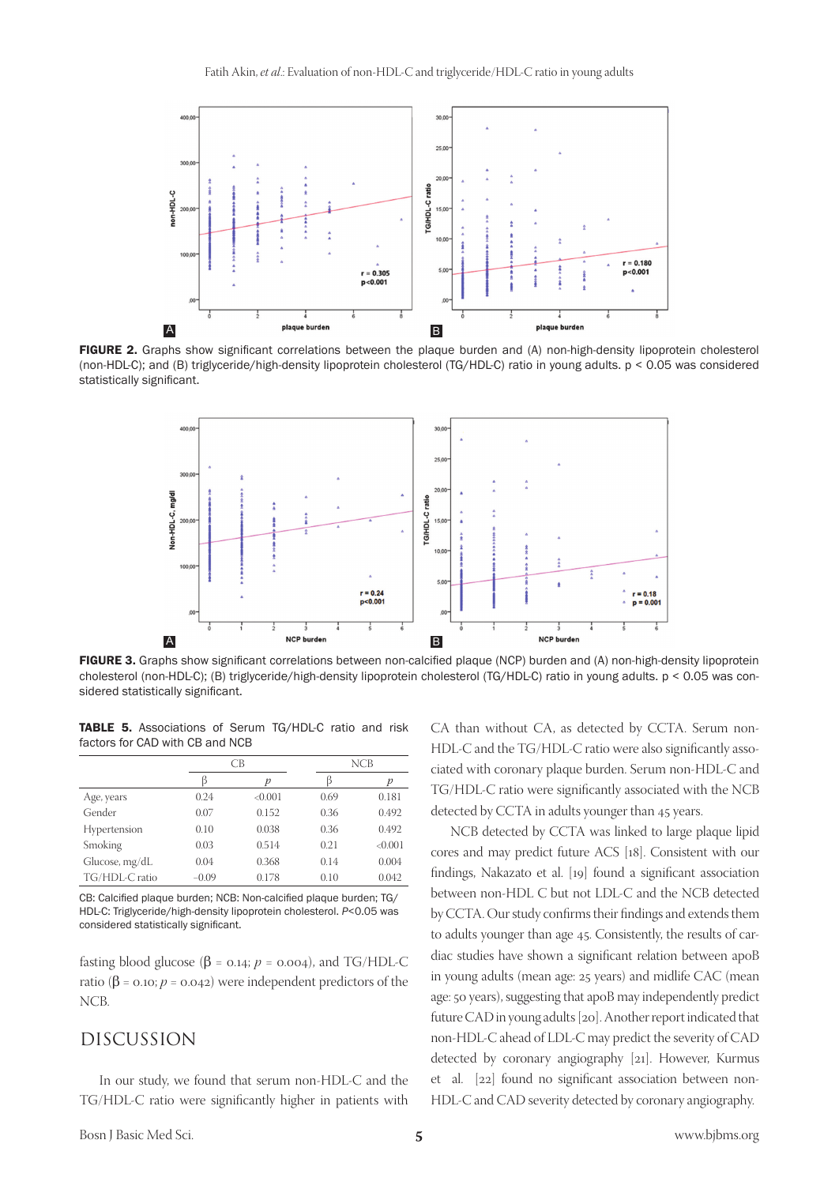FIGURE 2. Graphs show significant correlations between the plaque burden and (A) non-high-density lipoprotein cholesterol (non-HDL-C); and (B) triglyceride/high-density lipoprotein cholesterol (TG/HDL-C) ratio in young adults. p < 0.05 was considered statistically significant.

FIGURE 3. Graphs show significant correlations between non-calcified plaque (NCP) burden and (A) non-high-density lipoprotein cholesterol (non-HDL-C); (B) triglyceride/high-density lipoprotein cholesterol (TG/HDL-C) ratio in young adults. p < 0.05 was considered statistically significant.

**TABLE 5.** Associations of Serum TG/HDL-C ratio and risk factors for CAD with CB and NCB

| | CB | | NCB | |
|---|---|---|---|---|
| | β | *p* | β | *p* |
| Age, years | 0.24 | <0.001 | 0.69 | 0.181 |
| Gender | 0.07 | 0.152 | 0.36 | 0.492 |
| Hypertension | 0.10 | 0.038 | 0.36 | 0.492 |
| Smoking | 0.03 | 0.514 | 0.21 | <0.001 |
| Glucose, mg/dL | 0.04 | 0.368 | 0.14 | 0.004 |
| TG/HDL-C ratio | −0.09 | 0.178 | 0.10 | 0.042 |

CB: Calcified plaque burden; NCB: Non-calcified plaque burden; TG/HDL-C: Triglyceride/high-density lipoprotein cholesterol. *P*<0.05 was considered statistically significant.

fasting blood glucose (β = 0.14; $p$ = 0.004), and TG/HDL-C ratio (β = 0.10; $p$ = 0.042) were independent predictors of the NCB.

## DISCUSSION

In our study, we found that serum non-HDL-C and the TG/HDL-C ratio were significantly higher in patients with CA than without CA, as detected by CCTA. Serum non-HDL-C and the TG/HDL-C ratio were also significantly associated with coronary plaque burden. Serum non-HDL-C and TG/HDL-C ratio were significantly associated with the NCB detected by CCTA in adults younger than 45 years.

NCB detected by CCTA was linked to large plaque lipid cores and may predict future ACS [18]. Consistent with our findings, Nakazato et al. [19] found a significant association between non-HDL C but not LDL-C and the NCB detected by CCTA. Our study confirms their findings and extends them to adults younger than age 45. Consistently, the results of cardiac studies have shown a significant relation between apoB in young adults (mean age: 25 years) and midlife CAC (mean age: 50 years), suggesting that apoB may independently predict future CAD in young adults [20]. Another report indicated that non-HDL-C ahead of LDL-C may predict the severity of CAD detected by coronary angiography [21]. However, Kurmus et al. [22] found no significant association between non-HDL-C and CAD severity detected by coronary angiography.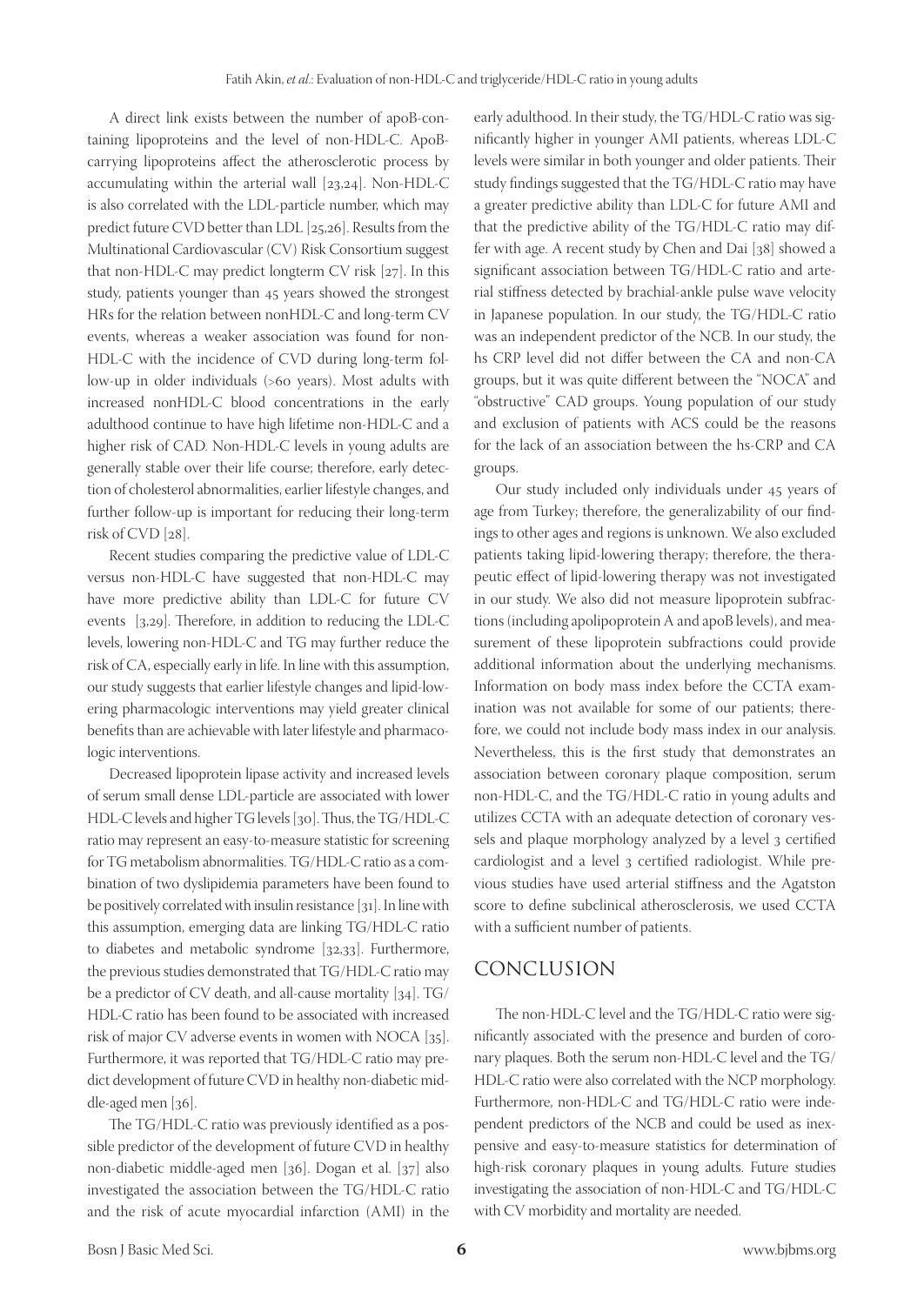A direct link exists between the number of apoB-containing lipoproteins and the level of non-HDL-C. ApoB-carrying lipoproteins affect the atherosclerotic process by accumulating within the arterial wall [23,24]. Non-HDL-C is also correlated with the LDL-particle number, which may predict future CVD better than LDL [25,26]. Results from the Multinational Cardiovascular (CV) Risk Consortium suggest that non-HDL-C may predict longterm CV risk [27]. In this study, patients younger than 45 years showed the strongest HRs for the relation between nonHDL-C and long-term CV events, whereas a weaker association was found for non-HDL-C with the incidence of CVD during long-term follow-up in older individuals (>60 years). Most adults with increased nonHDL-C blood concentrations in the early adulthood continue to have high lifetime non-HDL-C and a higher risk of CAD. Non-HDL-C levels in young adults are generally stable over their life course; therefore, early detection of cholesterol abnormalities, earlier lifestyle changes, and further follow-up is important for reducing their long-term risk of CVD [28].

Recent studies comparing the predictive value of LDL-C versus non-HDL-C have suggested that non-HDL-C may have more predictive ability than LDL-C for future CV events [3,29]. Therefore, in addition to reducing the LDL-C levels, lowering non-HDL-C and TG may further reduce the risk of CA, especially early in life. In line with this assumption, our study suggests that earlier lifestyle changes and lipid-lowering pharmacologic interventions may yield greater clinical benefits than are achievable with later lifestyle and pharmacologic interventions.

Decreased lipoprotein lipase activity and increased levels of serum small dense LDL-particle are associated with lower HDL-C levels and higher TG levels [30]. Thus, the TG/HDL-C ratio may represent an easy-to-measure statistic for screening for TG metabolism abnormalities. TG/HDL-C ratio as a combination of two dyslipidemia parameters have been found to be positively correlated with insulin resistance [31]. In line with this assumption, emerging data are linking TG/HDL-C ratio to diabetes and metabolic syndrome [32,33]. Furthermore, the previous studies demonstrated that TG/HDL-C ratio may be a predictor of CV death, and all-cause mortality [34]. TG/HDL-C ratio has been found to be associated with increased risk of major CV adverse events in women with NOCA [35]. Furthermore, it was reported that TG/HDL-C ratio may predict development of future CVD in healthy non-diabetic middle-aged men [36].

The TG/HDL-C ratio was previously identified as a possible predictor of the development of future CVD in healthy non-diabetic middle-aged men [36]. Dogan et al. [37] also investigated the association between the TG/HDL-C ratio and the risk of acute myocardial infarction (AMI) in the early adulthood. In their study, the TG/HDL-C ratio was significantly higher in younger AMI patients, whereas LDL-C levels were similar in both younger and older patients. Their study findings suggested that the TG/HDL-C ratio may have a greater predictive ability than LDL-C for future AMI and that the predictive ability of the TG/HDL-C ratio may differ with age. A recent study by Chen and Dai [38] showed a significant association between TG/HDL-C ratio and arterial stiffness detected by brachial-ankle pulse wave velocity in Japanese population. In our study, the TG/HDL-C ratio was an independent predictor of the NCB. In our study, the hs CRP level did not differ between the CA and non-CA groups, but it was quite different between the "NOCA" and "obstructive" CAD groups. Young population of our study and exclusion of patients with ACS could be the reasons for the lack of an association between the hs-CRP and CA groups.

Our study included only individuals under 45 years of age from Turkey; therefore, the generalizability of our findings to other ages and regions is unknown. We also excluded patients taking lipid-lowering therapy; therefore, the therapeutic effect of lipid-lowering therapy was not investigated in our study. We also did not measure lipoprotein subfractions (including apolipoprotein A and apoB levels), and measurement of these lipoprotein subfractions could provide additional information about the underlying mechanisms. Information on body mass index before the CCTA examination was not available for some of our patients; therefore, we could not include body mass index in our analysis. Nevertheless, this is the first study that demonstrates an association between coronary plaque composition, serum non-HDL-C, and the TG/HDL-C ratio in young adults and utilizes CCTA with an adequate detection of coronary vessels and plaque morphology analyzed by a level 3 certified cardiologist and a level 3 certified radiologist. While previous studies have used arterial stiffness and the Agatston score to define subclinical atherosclerosis, we used CCTA with a sufficient number of patients.

## CONCLUSION

The non-HDL-C level and the TG/HDL-C ratio were significantly associated with the presence and burden of coronary plaques. Both the serum non-HDL-C level and the TG/HDL-C ratio were also correlated with the NCP morphology. Furthermore, non-HDL-C and TG/HDL-C ratio were independent predictors of the NCB and could be used as inexpensive and easy-to-measure statistics for determination of high-risk coronary plaques in young adults. Future studies investigating the association of non-HDL-C and TG/HDL-C with CV morbidity and mortality are needed.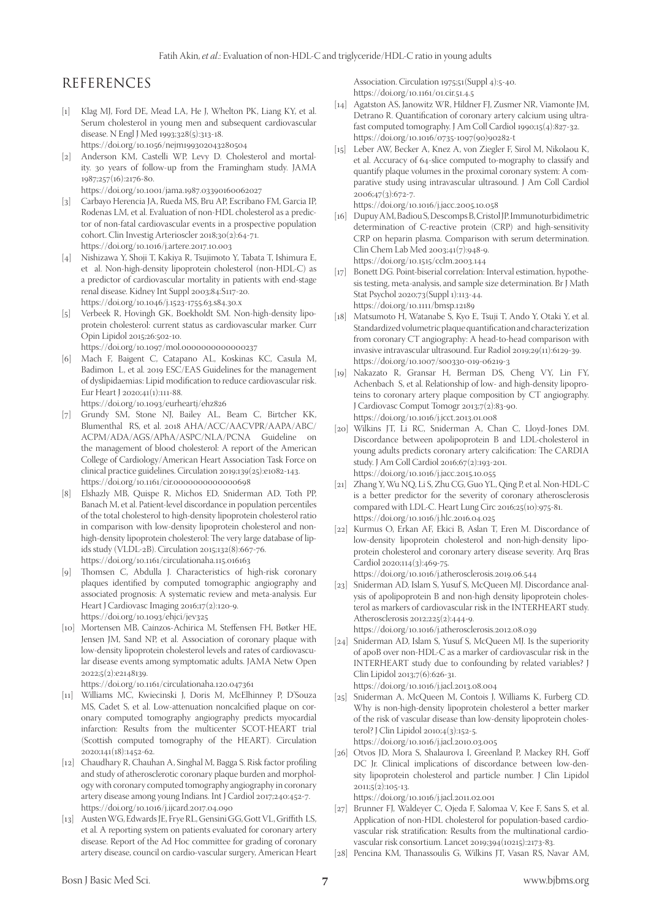## REFERENCES

[1] Klag MJ, Ford DE, Mead LA, He J, Whelton PK, Liang KY, et al. Serum cholesterol in young men and subsequent cardiovascular disease. N Engl J Med 1993;328(5):313-18. https://doi.org/10.1056/nejm199302043280504

[2] Anderson KM, Castelli WP, Levy D. Cholesterol and mortality. 30 years of follow-up from the Framingham study. JAMA 1987;257(16):2176-80. https://doi.org/10.1001/jama.1987.03390160062027

[3] Carbayo Herencia JA, Rueda MS, Bru AP, Escribano FM, Garcia IP, Rodenas LM, et al. Evaluation of non-HDL cholesterol as a predictor of non-fatal cardiovascular events in a prospective population cohort. Clin Investig Arterioscler 2018;30(2):64-71. https://doi.org/10.1016/j.artere.2017.10.003

[4] Nishizawa Y, Shoji T, Kakiya R, Tsujimoto Y, Tabata T, Ishimura E, et al. Non-high-density lipoprotein cholesterol (non-HDL-C) as a predictor of cardiovascular mortality in patients with end-stage renal disease. Kidney Int Suppl 2003;84:S117-20. https://doi.org/10.1046/j.1523-1755.63.s84.30.x

[5] Verbeek R, Hovingh GK, Boekholdt SM. Non-high-density lipoprotein cholesterol: current status as cardiovascular marker. Curr Opin Lipidol 2015;26:502-10. https://doi.org/10.1097/mol.0000000000000237

[6] Mach F, Baigent C, Catapano AL, Koskinas KC, Casula M, Badimon L, et al. 2019 ESC/EAS Guidelines for the management of dyslipidaemias: Lipid modification to reduce cardiovascular risk. Eur Heart J 2020;41(1):111-88. https://doi.org/10.1093/eurheartj/ehz826

[7] Grundy SM, Stone NJ, Bailey AL, Beam C, Birtcher KK, Blumenthal RS, et al. 2018 AHA/ACC/AACVPR/AAPA/ABC/ACPM/ADA/AGS/APhA/ASPC/NLA/PCNA Guideline on the management of blood cholesterol: A report of the American College of Cardiology/American Heart Association Task Force on clinical practice guidelines. Circulation 2019;139(25):e1082-143. https://doi.org/10.1161/cir.0000000000000698

[8] Elshazly MB, Quispe R, Michos ED, Sniderman AD, Toth PP, Banach M, et al. Patient-level discordance in population percentiles of the total cholesterol to high-density lipoprotein cholesterol ratio in comparison with low-density lipoprotein cholesterol and non-high-density lipoprotein cholesterol: The very large database of lipids study (VLDL-2B). Circulation 2015;132(8):667-76. https://doi.org/10.1161/circulationaha.115.016163

[9] Thomsen C, Abdulla J. Characteristics of high-risk coronary plaques identified by computed tomographic angiography and associated prognosis: A systematic review and meta-analysis. Eur Heart J Cardiovasc Imaging 2016;17(2):120-9. https://doi.org/10.1093/ehjci/jev325

[10] Mortensen MB, Caínzos-Achirica M, Steffensen FH, Bøtker HE, Jensen JM, Sand NP, et al. Association of coronary plaque with low-density lipoprotein cholesterol levels and rates of cardiovascular disease events among symptomatic adults. JAMA Netw Open 2022;5(2):e2148139. https://doi.org/10.1161/circulationaha.120.047361

[11] Williams MC, Kwiecinski J, Doris M, McElhinney P, D'Souza MS, Cadet S, et al. Low-attenuation noncalcified plaque on coronary computed tomography angiography predicts myocardial infarction: Results from the multicenter SCOT-HEART trial (Scottish computed tomography of the HEART). Circulation 2020;141(18):1452-62.

[12] Chaudhary R, Chauhan A, Singhal M, Bagga S. Risk factor profiling and study of atherosclerotic coronary plaque burden and morphology with coronary computed tomography angiography in coronary artery disease among young Indians. Int J Cardiol 2017;240:452-7. https://doi.org/10.1016/j.ijcard.2017.04.090

[13] Austen WG, Edwards JE, Frye RL, Gensini GG, Gott VL, Griffith LS, et al. A reporting system on patients evaluated for coronary artery disease. Report of the Ad Hoc committee for grading of coronary artery disease, council on cardio-vascular surgery, American Heart Association. Circulation 1975;51(Suppl 4):5-40. https://doi.org/10.1161/01.cir.51.4.5

[14] Agatston AS, Janowitz WR, Hildner FJ, Zusmer NR, Viamonte JM, Detrano R. Quantification of coronary artery calcium using ultrafast computed tomography. J Am Coll Cardiol 1990;15(4):827-32. https://doi.org/10.1016/0735-1097(90)90282-t

[15] Leber AW, Becker A, Knez A, von Ziegler F, Sirol M, Nikolaou K, et al. Accuracy of 64-slice computed to-mography to classify and quantify plaque volumes in the proximal coronary system: A comparative study using intravascular ultrasound. J Am Coll Cardiol 2006;47(3):672-7. https://doi.org/10.1016/j.jacc.2005.10.058

[16] Dupuy AM, Badiou S, Descomps B, Cristol JP. Immunoturbidimetric determination of C-reactive protein (CRP) and high-sensitivity CRP on heparin plasma. Comparison with serum determination. Clin Chem Lab Med 2003;41(7):948-9. https://doi.org/10.1515/cclm.2003.144

[17] Bonett DG. Point-biserial correlation: Interval estimation, hypothesis testing, meta-analysis, and sample size determination. Br J Math Stat Psychol 2020;73(Suppl 1):113-44. https://doi.org/10.1111/bmsp.12189

[18] Matsumoto H, Watanabe S, Kyo E, Tsuji T, Ando Y, Otaki Y, et al. Standardized volumetric plaque quantification and characterization from coronary CT angiography: A head-to-head comparison with invasive intravascular ultrasound. Eur Radiol 2019;29(11):6129-39. https://doi.org/10.1007/s00330-019-06219-3

[19] Nakazato R, Gransar H, Berman DS, Cheng VY, Lin FY, Achenbach S, et al. Relationship of low- and high-density lipoproteins to coronary artery plaque composition by CT angiography. J Cardiovasc Comput Tomogr 2013;7(2):83-90. https://doi.org/10.1016/j.jcct.2013.01.008

[20] Wilkins JT, Li RC, Sniderman A, Chan C, Lloyd-Jones DM. Discordance between apolipoprotein B and LDL-cholesterol in young adults predicts coronary artery calcification: The CARDIA study. J Am Coll Cardiol 2016;67(2):193-201. https://doi.org/10.1016/j.jacc.2015.10.055

[21] Zhang Y, Wu NQ, Li S, Zhu CG, Guo YL, Qing P, et al. Non-HDL-C is a better predictor for the severity of coronary atherosclerosis compared with LDL-C. Heart Lung Circ 2016;25(10):975-81. https://doi.org/10.1016/j.hlc.2016.04.025

[22] Kurmus O, Erkan AF, Ekici B, Aslan T, Eren M. Discordance of low-density lipoprotein cholesterol and non-high-density lipoprotein cholesterol and coronary artery disease severity. Arq Bras Cardiol 2020;114(3):469-75. https://doi.org/10.1016/j.atherosclerosis.2019.06.544

[23] Sniderman AD, Islam S, Yusuf S, McQueen MJ. Discordance analysis of apolipoprotein B and non-high density lipoprotein cholesterol as markers of cardiovascular risk in the INTERHEART study. Atherosclerosis 2012;225(2):444-9. https://doi.org/10.1016/j.atherosclerosis.2012.08.039

[24] Sniderman AD, Islam S, Yusuf S, McQueen MJ. Is the superiority of apoB over non-HDL-C as a marker of cardiovascular risk in the INTERHEART study due to confounding by related variables? J Clin Lipidol 2013;7(6):626-31. https://doi.org/10.1016/j.jacl.2013.08.004

[25] Sniderman A, McQueen M, Contois J, Williams K, Furberg CD. Why is non-high-density lipoprotein cholesterol a better marker of the risk of vascular disease than low-density lipoprotein cholesterol? J Clin Lipidol 2010;4(3):152-5. https://doi.org/10.1016/j.jacl.2010.03.005

[26] Otvos JD, Mora S, Shalaurova I, Greenland P, Mackey RH, Goff DC Jr. Clinical implications of discordance between low-density lipoprotein cholesterol and particle number. J Clin Lipidol 2011;5(2):105-13. https://doi.org/10.1016/j.jacl.2011.02.001

[27] Brunner FJ, Waldeyer C, Ojeda F, Salomaa V, Kee F, Sans S, et al. Application of non-HDL cholesterol for population-based cardiovascular risk stratification: Results from the multinational cardiovascular risk consortium. Lancet 2019;394(10215):2173-83.

[28] Pencina KM, Thanassoulis G, Wilkins JT, Vasan RS, Navar AM,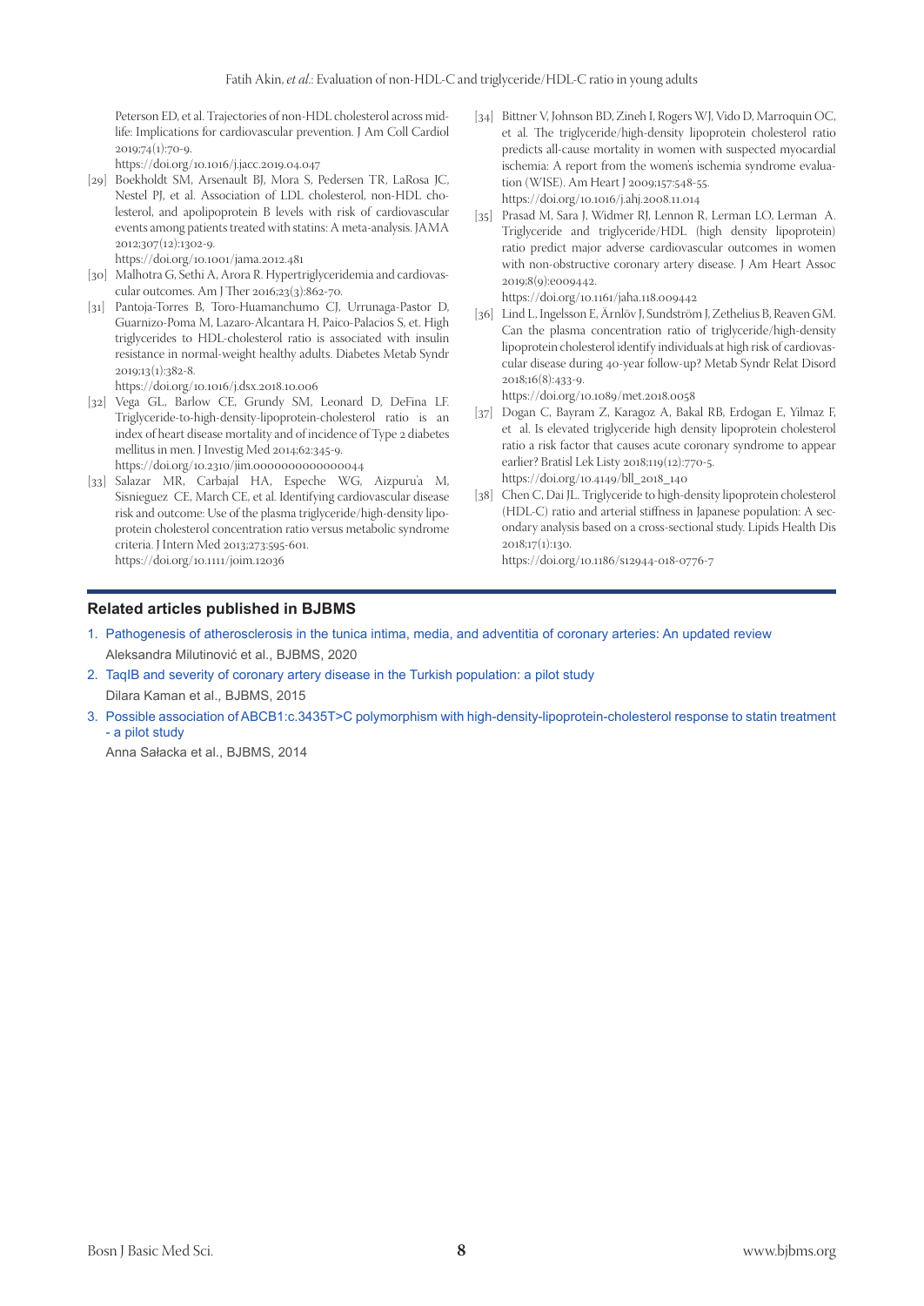Peterson ED, et al. Trajectories of non-HDL cholesterol across midlife: Implications for cardiovascular prevention. J Am Coll Cardiol 2019;74(1):70-9.
https://doi.org/10.1016/j.jacc.2019.04.047

[29] Boekholdt SM, Arsenault BJ, Mora S, Pedersen TR, LaRosa JC, Nestel PJ, et al. Association of LDL cholesterol, non-HDL cholesterol, and apolipoprotein B levels with risk of cardiovascular events among patients treated with statins: A meta-analysis. JAMA 2012;307(12):1302-9.
https://doi.org/10.1001/jama.2012.481

[30] Malhotra G, Sethi A, Arora R. Hypertriglyceridemia and cardiovascular outcomes. Am J Ther 2016;23(3):862-70.

[31] Pantoja-Torres B, Toro-Huamanchumo CJ, Urrunaga-Pastor D, Guarnizo-Poma M, Lazaro-Alcantara H, Paico-Palacios S, et. High triglycerides to HDL-cholesterol ratio is associated with insulin resistance in normal-weight healthy adults. Diabetes Metab Syndr 2019;13(1):382-8.
https://doi.org/10.1016/j.dsx.2018.10.006

[32] Vega GL, Barlow CE, Grundy SM, Leonard D, DeFina LF. Triglyceride-to-high-density-lipoprotein-cholesterol ratio is an index of heart disease mortality and of incidence of Type 2 diabetes mellitus in men. J Investig Med 2014;62:345-9.
https://doi.org/10.2310/jim.0000000000000044

[33] Salazar MR, Carbajal HA, Espeche WG, Aizpurúa M, Sisnieguez CE, March CE, et al. Identifying cardiovascular disease risk and outcome: Use of the plasma triglyceride/high-density lipoprotein cholesterol concentration ratio versus metabolic syndrome criteria. J Intern Med 2013;273:595-601.
https://doi.org/10.1111/joim.12036

[34] Bittner V, Johnson BD, Zineh I, Rogers WJ, Vido D, Marroquin OC, et al. The triglyceride/high-density lipoprotein cholesterol ratio predicts all-cause mortality in women with suspected myocardial ischemia: A report from the women's ischemia syndrome evaluation (WISE). Am Heart J 2009;157:548-55.
https://doi.org/10.1016/j.ahj.2008.11.014

[35] Prasad M, Sara J, Widmer RJ, Lennon R, Lerman LO, Lerman A. Triglyceride and triglyceride/HDL (high density lipoprotein) ratio predict major adverse cardiovascular outcomes in women with non-obstructive coronary artery disease. J Am Heart Assoc 2019;8(9):e009442.
https://doi.org/10.1161/jaha.118.009442

[36] Lind L, Ingelsson E, Ärnlöv J, Sundström J, Zethelius B, Reaven GM. Can the plasma concentration ratio of triglyceride/high-density lipoprotein cholesterol identify individuals at high risk of cardiovascular disease during 40-year follow-up? Metab Syndr Relat Disord 2018;16(8):433-9.
https://doi.org/10.1089/met.2018.0058

[37] Dogan C, Bayram Z, Karagoz A, Bakal RB, Erdogan E, Yilmaz F, et al. Is elevated triglyceride high density lipoprotein cholesterol ratio a risk factor that causes acute coronary syndrome to appear earlier? Bratisl Lek Listy 2018;119(12):770-5.
https://doi.org/10.4149/bll_2018_140

[38] Chen C, Dai JL. Triglyceride to high-density lipoprotein cholesterol (HDL-C) ratio and arterial stiffness in Japanese population: A secondary analysis based on a cross-sectional study. Lipids Health Dis 2018;17(1):130.
https://doi.org/10.1186/s12944-018-0776-7

## Related articles published in BJBMS

1. Pathogenesis of atherosclerosis in the tunica intima, media, and adventitia of coronary arteries: An updated review
   Aleksandra Milutinović et al., BJBMS, 2020
2. TaqIB and severity of coronary artery disease in the Turkish population: a pilot study
   Dilara Kaman et al., BJBMS, 2015
3. Possible association of ABCB1:c.3435T>C polymorphism with high-density-lipoprotein-cholesterol response to statin treatment - a pilot study
   Anna Sałacka et al., BJBMS, 2014